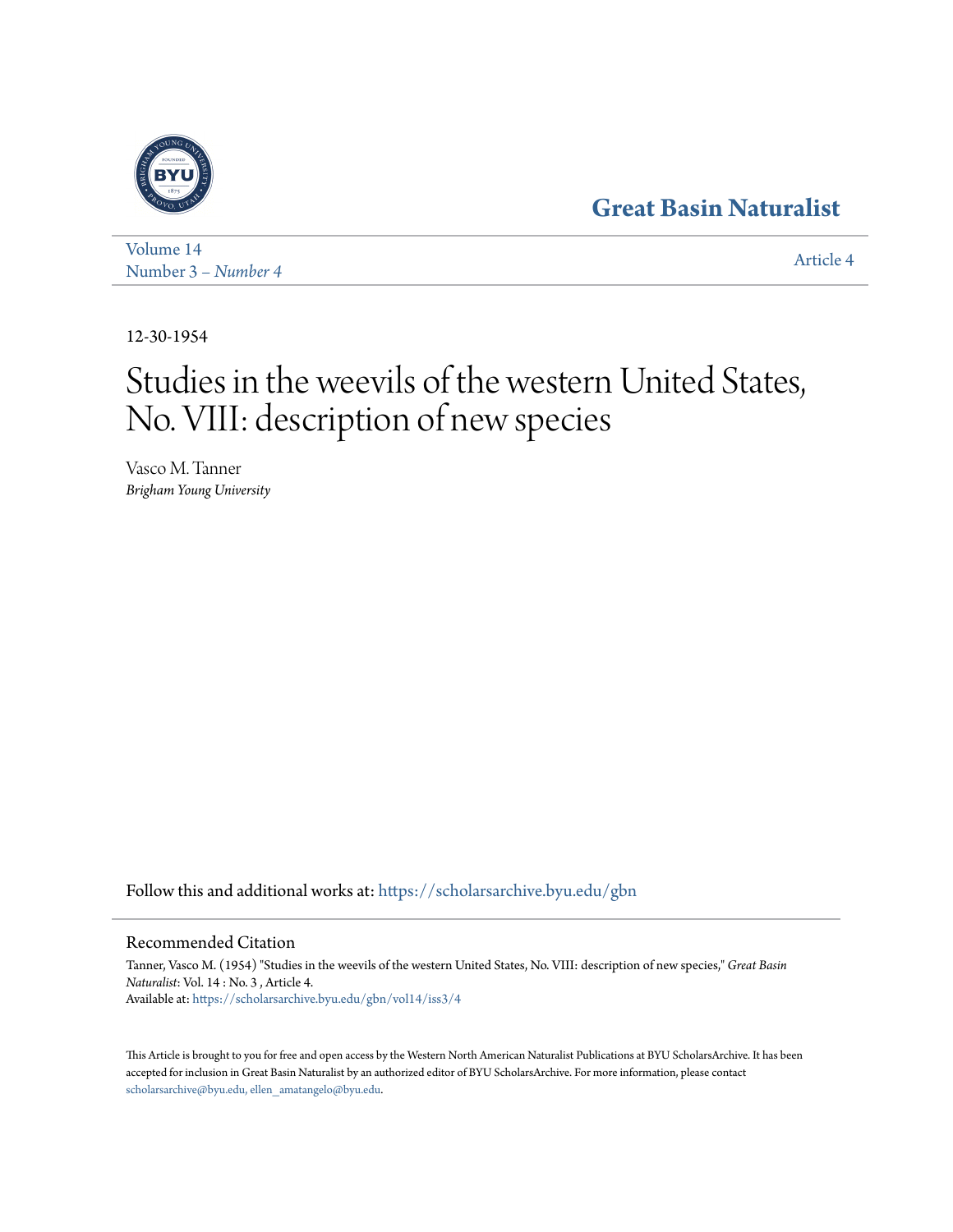Great Basin Naturalist

Volume 14
Number 3 – *Number 4*

Article 4

12-30-1954

# Studies in the weevils of the western United States, No. VIII: description of new species

Vasco M. Tanner
*Brigham Young University*

Follow this and additional works at: https://scholarsarchive.byu.edu/gbn

## Recommended Citation

Tanner, Vasco M. (1954) "Studies in the weevils of the western United States, No. VIII: description of new species," *Great Basin Naturalist*: Vol. 14 : No. 3 , Article 4.
Available at: https://scholarsarchive.byu.edu/gbn/vol14/iss3/4

This Article is brought to you for free and open access by the Western North American Naturalist Publications at BYU ScholarsArchive. It has been accepted for inclusion in Great Basin Naturalist by an authorized editor of BYU ScholarsArchive. For more information, please contact scholarsarchive@byu.edu, ellen_amatangelo@byu.edu.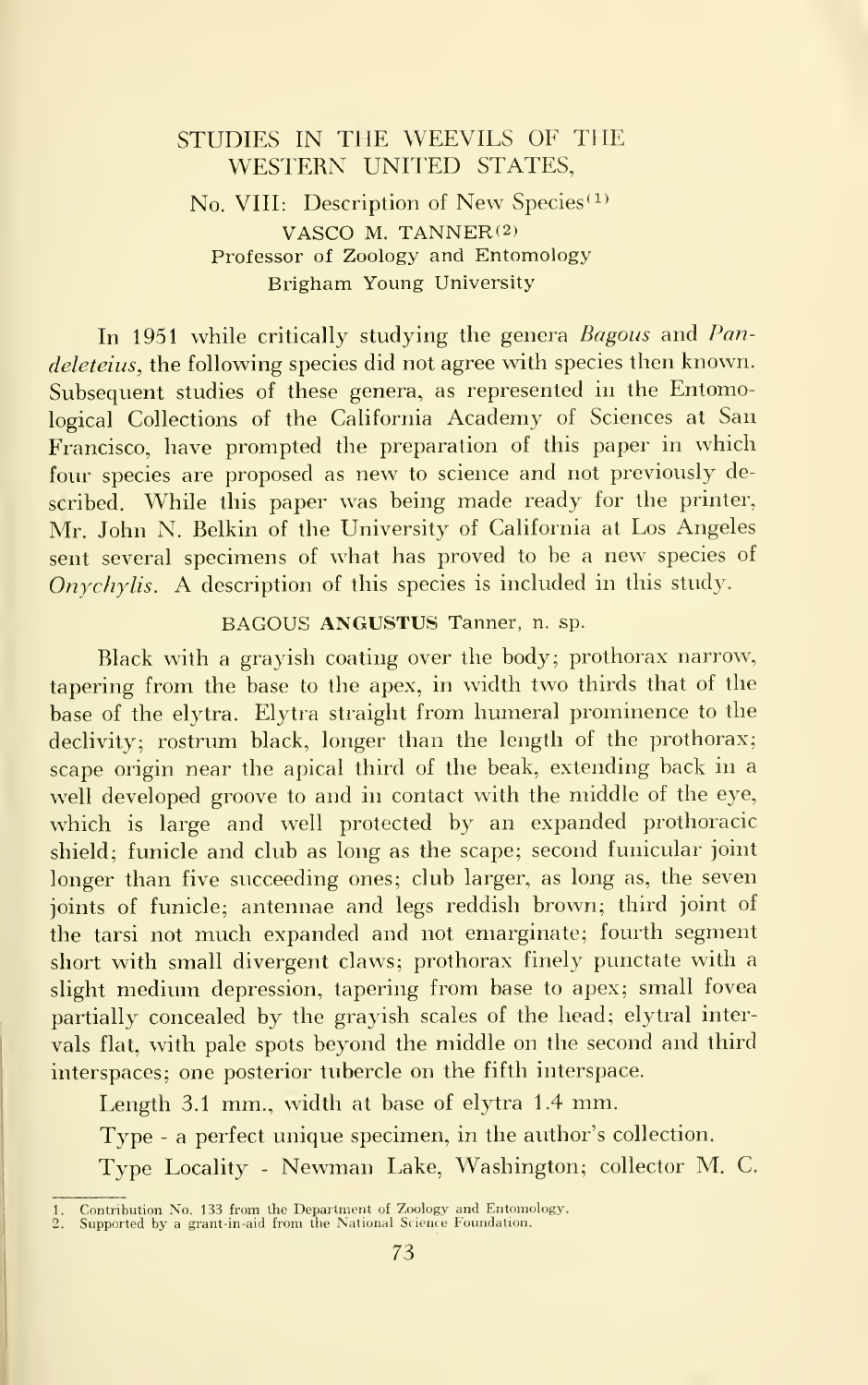# STUDIES IN THE WEEVILS OF THE WESTERN UNITED STATES,

## No. VIII: Description of New Species[1]

VASCO M. TANNER[2]
Professor of Zoology and Entomology
Brigham Young University

In 1951 while critically studying the genera *Bagous* and *Pandeleteius*, the following species did not agree with species then known. Subsequent studies of these genera, as represented in the Entomological Collections of the California Academy of Sciences at San Francisco, have prompted the preparation of this paper in which four species are proposed as new to science and not previously described. While this paper was being made ready for the printer, Mr. John N. Belkin of the University of California at Los Angeles sent several specimens of what has proved to be a new species of *Onychylis*. A description of this species is included in this study.

### BAGOUS **ANGUSTUS** Tanner, n. sp.

Black with a grayish coating over the body; prothorax narrow, tapering from the base to the apex, in width two thirds that of the base of the elytra. Elytra straight from humeral prominence to the declivity; rostrum black, longer than the length of the prothorax; scape origin near the apical third of the beak, extending back in a well developed groove to and in contact with the middle of the eye, which is large and well protected by an expanded prothoracic shield; funicle and club as long as the scape; second funicular joint longer than five succeeding ones; club larger, as long as, the seven joints of funicle; antennae and legs reddish brown; third joint of the tarsi not much expanded and not emarginate; fourth segment short with small divergent claws; prothorax finely punctate with a slight medium depression, tapering from base to apex; small fovea partially concealed by the grayish scales of the head; elytral intervals flat, with pale spots beyond the middle on the second and third interspaces; one posterior tubercle on the fifth interspace.

Length 3.1 mm., width at base of elytra 1.4 mm.

Type - a perfect unique specimen, in the author's collection.

Type Locality - Newman Lake, Washington; collector M. C.

1. Contribution No. 133 from the Department of Zoology and Entomology.
2. Supported by a grant-in-aid from the National Science Foundation.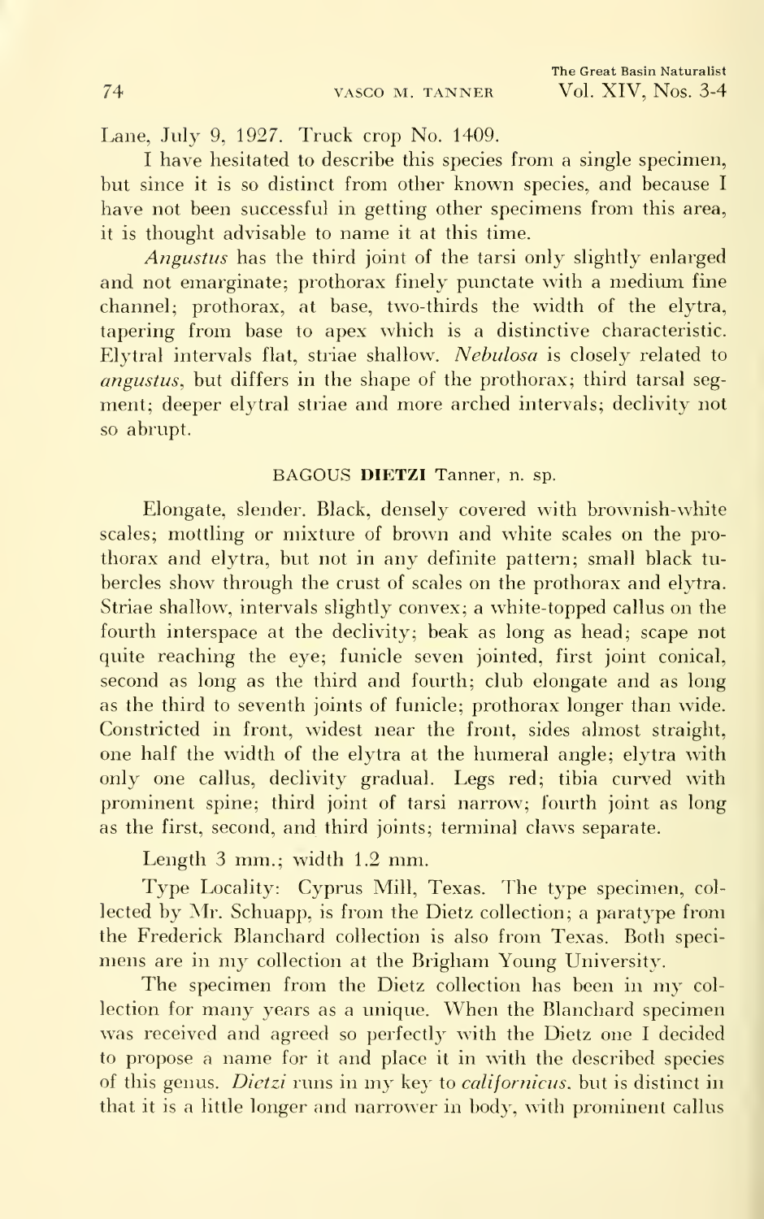Lane, July 9, 1927. Truck crop No. 1409.

I have hesitated to describe this species from a single specimen, but since it is so distinct from other known species, and because I have not been successful in getting other specimens from this area, it is thought advisable to name it at this time.

*Angustus* has the third joint of the tarsi only slightly enlarged and not emarginate; prothorax finely punctate with a medium fine channel; prothorax, at base, two-thirds the width of the elytra, tapering from base to apex which is a distinctive characteristic. Elytral intervals flat, striae shallow. *Nebulosa* is closely related to *angustus*, but differs in the shape of the prothorax; third tarsal segment; deeper elytral striae and more arched intervals; declivity not so abrupt.

### BAGOUS **DIETZI** Tanner, n. sp.

Elongate, slender. Black, densely covered with brownish-white scales; mottling or mixture of brown and white scales on the prothorax and elytra, but not in any definite pattern; small black tubercles show through the crust of scales on the prothorax and elytra. Striae shallow, intervals slightly convex; a white-topped callus on the fourth interspace at the declivity; beak as long as head; scape not quite reaching the eye; funicle seven jointed, first joint conical, second as long as the third and fourth; club elongate and as long as the third to seventh joints of funicle; prothorax longer than wide. Constricted in front, widest near the front, sides almost straight, one half the width of the elytra at the humeral angle; elytra with only one callus, declivity gradual. Legs red; tibia curved with prominent spine; third joint of tarsi narrow; fourth joint as long as the first, second, and third joints; terminal claws separate.

Length 3 mm.; width 1.2 mm.

Type Locality: Cyprus Mill, Texas. The type specimen, collected by Mr. Schuapp, is from the Dietz collection; a paratype from the Frederick Blanchard collection is also from Texas. Both specimens are in my collection at the Brigham Young University.

The specimen from the Dietz collection has been in my collection for many years as a unique. When the Blanchard specimen was received and agreed so perfectly with the Dietz one I decided to propose a name for it and place it in with the described species of this genus. *Dietzi* runs in my key to *californicus*, but is distinct in that it is a little longer and narrower in body, with prominent callus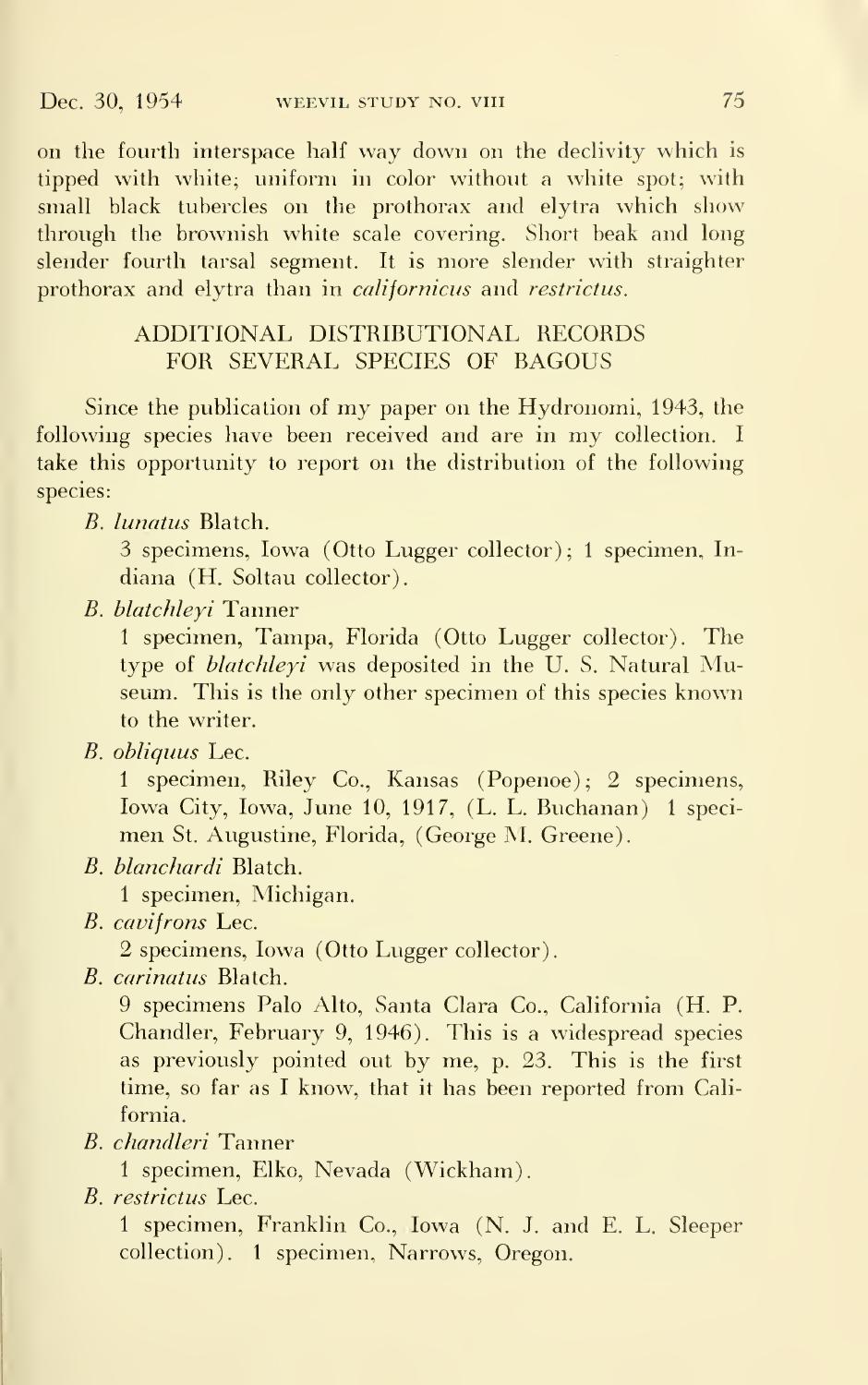on the fourth interspace half way down on the declivity which is tipped with white; uniform in color without a white spot; with small black tubercles on the prothorax and elytra which show through the brownish white scale covering. Short beak and long slender fourth tarsal segment. It is more slender with straighter prothorax and elytra than in *californicus* and *restrictus*.

## ADDITIONAL DISTRIBUTIONAL RECORDS FOR SEVERAL SPECIES OF BAGOUS

Since the publication of my paper on the Hydronomi, 1943, the following species have been received and are in my collection. I take this opportunity to report on the distribution of the following species:

*B. lunatus* Blatch.

3 specimens, Iowa (Otto Lugger collector); 1 specimen, Indiana (H. Soltau collector).

*B. blatchleyi* Tanner

1 specimen, Tampa, Florida (Otto Lugger collector). The type of *blatchleyi* was deposited in the U. S. Natural Museum. This is the only other specimen of this species known to the writer.

*B. obliquus* Lec.

1 specimen, Riley Co., Kansas (Popenoe); 2 specimens, Iowa City, Iowa, June 10, 1917, (L. L. Buchanan) 1 specimen St. Augustine, Florida, (George M. Greene).

*B. blanchardi* Blatch.

1 specimen, Michigan.

*B. cavifrons* Lec.

2 specimens, Iowa (Otto Lugger collector).

*B. carinatus* Blatch.

9 specimens Palo Alto, Santa Clara Co., California (H. P. Chandler, February 9, 1946). This is a widespread species as previously pointed out by me, p. 23. This is the first time, so far as I know, that it has been reported from California.

*B. chandleri* Tanner

1 specimen, Elko, Nevada (Wickham).

*B. restrictus* Lec.

1 specimen, Franklin Co., Iowa (N. J. and E. L. Sleeper collection). 1 specimen, Narrows, Oregon.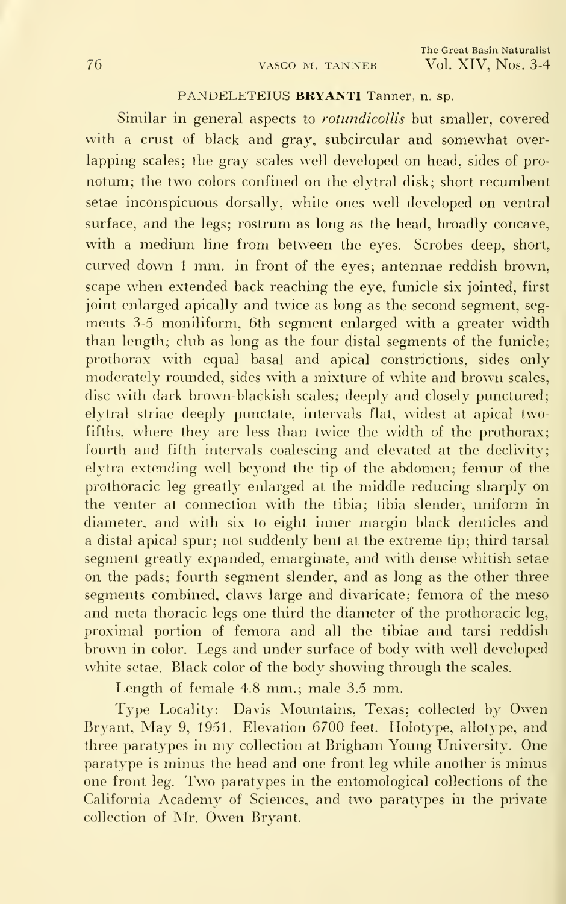### PANDELETEIUS **BRYANTI** Tanner, n. sp.

Similar in general aspects to *rotundicollis* but smaller, covered with a crust of black and gray, subcircular and somewhat overlapping scales; the gray scales well developed on head, sides of pronotum; the two colors confined on the elytral disk; short recumbent setae inconspicuous dorsally, white ones well developed on ventral surface, and the legs; rostrum as long as the head, broadly concave, with a medium line from between the eyes. Scrobes deep, short, curved down 1 mm. in front of the eyes; antennae reddish brown, scape when extended back reaching the eye, funicle six jointed, first joint enlarged apically and twice as long as the second segment, segments 3-5 moniliform, 6th segment enlarged with a greater width than length; club as long as the four distal segments of the funicle; prothorax with equal basal and apical constrictions, sides only moderately rounded, sides with a mixture of white and brown scales, disc with dark brown-blackish scales; deeply and closely punctured; elytral striae deeply punctate, intervals flat, widest at apical two-fifths, where they are less than twice the width of the prothorax; fourth and fifth intervals coalescing and elevated at the declivity; elytra extending well beyond the tip of the abdomen; femur of the prothoracic leg greatly enlarged at the middle reducing sharply on the venter at connection with the tibia; tibia slender, uniform in diameter, and with six to eight inner margin black denticles and a distal apical spur; not suddenly bent at the extreme tip; third tarsal segment greatly expanded, emarginate, and with dense whitish setae on the pads; fourth segment slender, and as long as the other three segments combined, claws large and divaricate; femora of the meso and meta thoracic legs one third the diameter of the prothoracic leg, proximal portion of femora and all the tibiae and tarsi reddish brown in color. Legs and under surface of body with well developed white setae. Black color of the body showing through the scales.

Length of female 4.8 mm.; male 3.5 mm.

Type Locality: Davis Mountains, Texas; collected by Owen Bryant, May 9, 1951. Elevation 6700 feet. Holotype, allotype, and three paratypes in my collection at Brigham Young University. One paratype is minus the head and one front leg while another is minus one front leg. Two paratypes in the entomological collections of the California Academy of Sciences, and two paratypes in the private collection of Mr. Owen Bryant.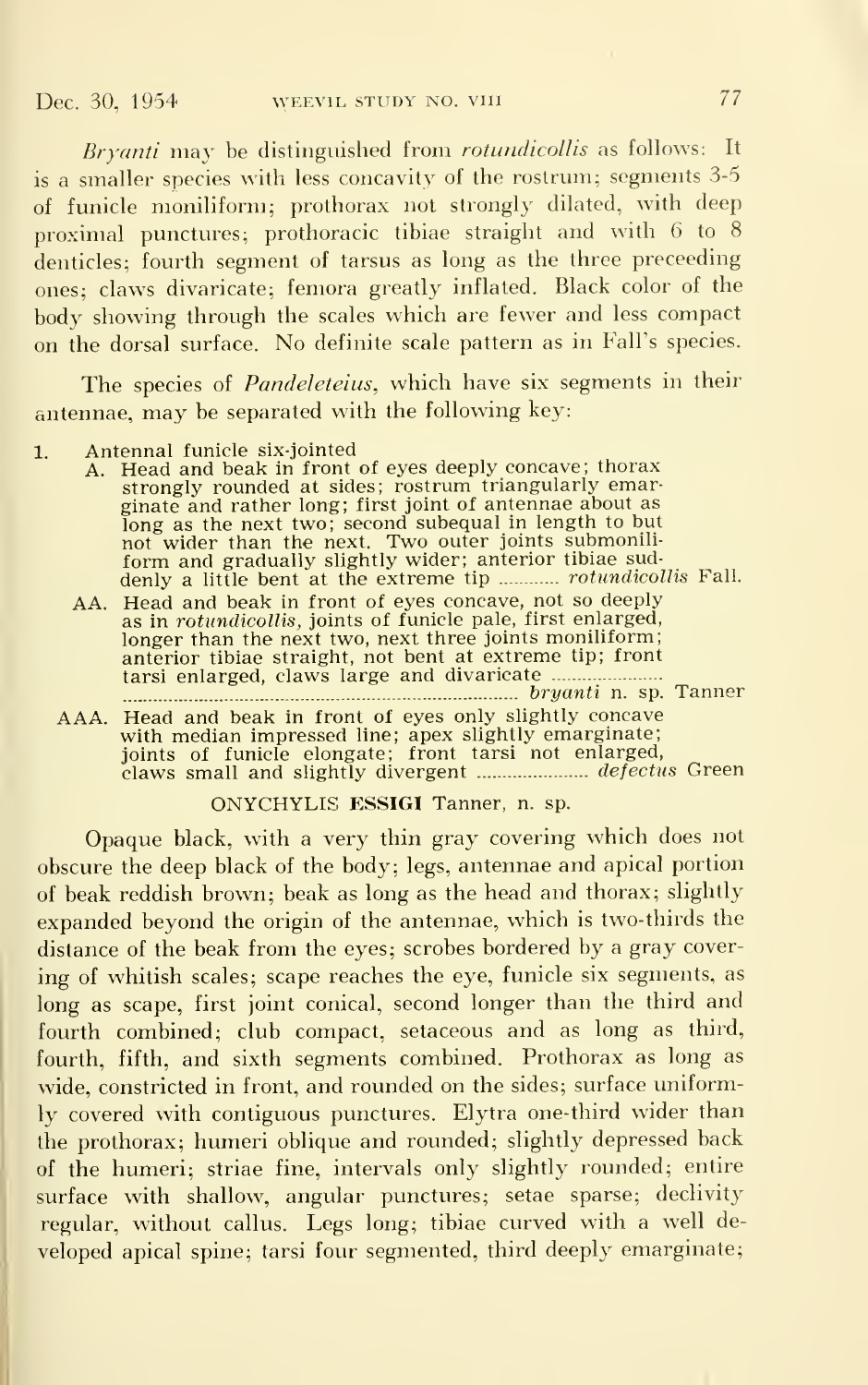*Bryanti* may be distinguished from *rotundicollis* as follows: It is a smaller species with less concavity of the rostrum; segments 3-5 of funicle moniliform; prothorax not strongly dilated, with deep proximal punctures; prothoracic tibiae straight and with 6 to 8 denticles; fourth segment of tarsus as long as the three preceeding ones; claws divaricate; femora greatly inflated. Black color of the body showing through the scales which are fewer and less compact on the dorsal surface. No definite scale pattern as in Fall's species.

The species of *Pandeleteius*, which have six segments in their antennae, may be separated with the following key:

1. Antennal funicle six-jointed
   - A. Head and beak in front of eyes deeply concave; thorax strongly rounded at sides; rostrum triangularly emarginate and rather long; first joint of antennae about as long as the next two; second subequal in length to but not wider than the next. Two outer joints submoniliform and gradually slightly wider; anterior tibiae suddenly a little bent at the extreme tip ............ *rotundicollis* Fall.
   - AA. Head and beak in front of eyes concave, not so deeply as in *rotundicollis*, joints of funicle pale, first enlarged, longer than the next two, next three joints moniliform; anterior tibiae straight, not bent at extreme tip; front tarsi enlarged, claws large and divaricate ........................ *bryanti* n. sp. Tanner
   - AAA. Head and beak in front of eyes only slightly concave with median impressed line; apex slightly emarginate; joints of funicle elongate; front tarsi not enlarged, claws small and slightly divergent ........................ *defectus* Green

## ONYCHYLIS ESSIGI Tanner, n. sp.

Opaque black, with a very thin gray covering which does not obscure the deep black of the body; legs, antennae and apical portion of beak reddish brown; beak as long as the head and thorax; slightly expanded beyond the origin of the antennae, which is two-thirds the distance of the beak from the eyes; scrobes bordered by a gray covering of whitish scales; scape reaches the eye, funicle six segments, as long as scape, first joint conical, second longer than the third and fourth combined; club compact, setaceous and as long as third, fourth, fifth, and sixth segments combined. Prothorax as long as wide, constricted in front, and rounded on the sides; surface uniformly covered with contiguous punctures. Elytra one-third wider than the prothorax; humeri oblique and rounded; slightly depressed back of the humeri; striae fine, intervals only slightly rounded; entire surface with shallow, angular punctures; setae sparse; declivity regular, without callus. Legs long; tibiae curved with a well developed apical spine; tarsi four segmented, third deeply emarginate;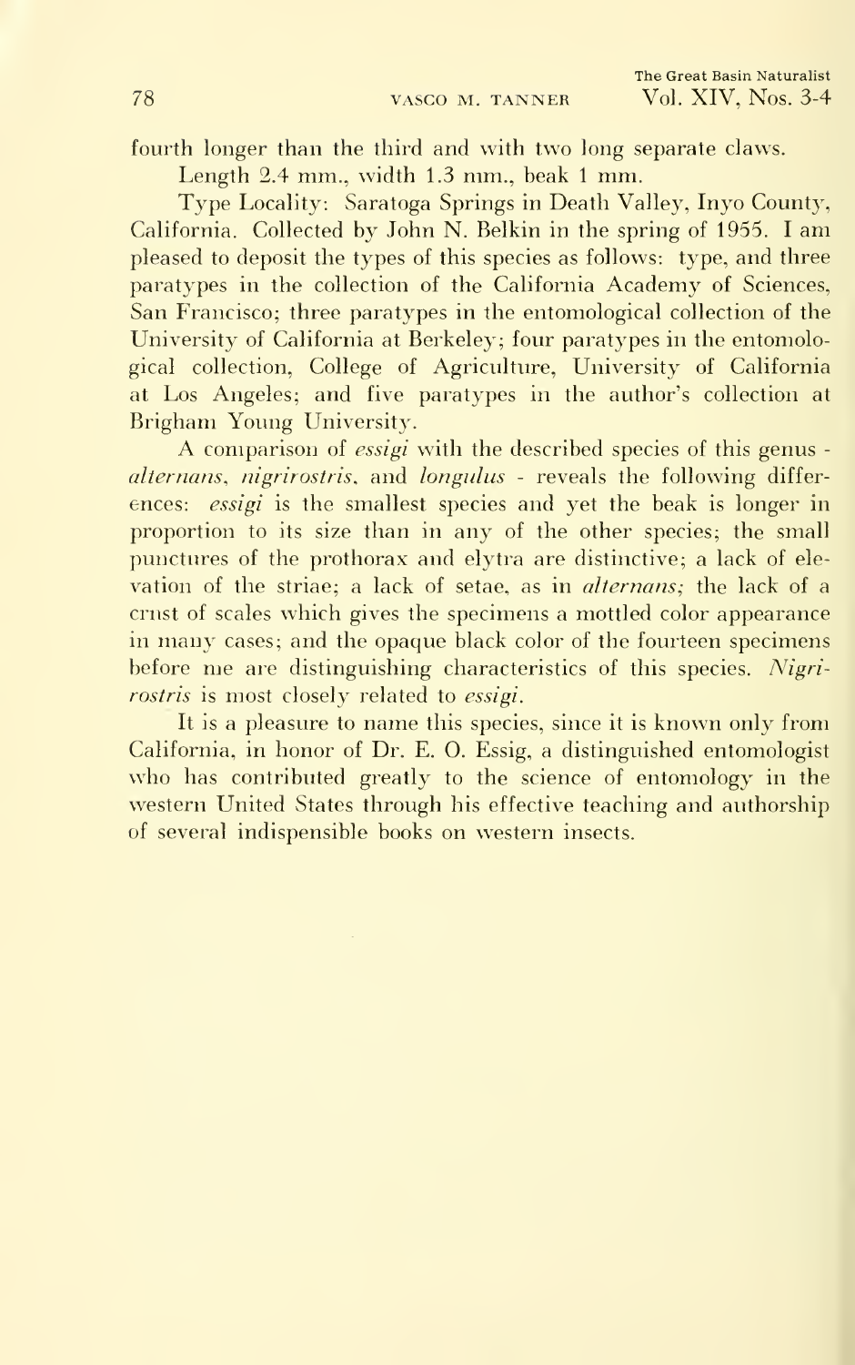fourth longer than the third and with two long separate claws.

Length 2.4 mm., width 1.3 mm., beak 1 mm.

Type Locality: Saratoga Springs in Death Valley, Inyo County, California. Collected by John N. Belkin in the spring of 1955. I am pleased to deposit the types of this species as follows: type, and three paratypes in the collection of the California Academy of Sciences, San Francisco; three paratypes in the entomological collection of the University of California at Berkeley; four paratypes in the entomological collection, College of Agriculture, University of California at Los Angeles; and five paratypes in the author's collection at Brigham Young University.

A comparison of *essigi* with the described species of this genus - *alternans*, *nigrirostris*, and *longulus* - reveals the following differences: *essigi* is the smallest species and yet the beak is longer in proportion to its size than in any of the other species; the small punctures of the prothorax and elytra are distinctive; a lack of elevation of the striae; a lack of setae, as in *alternans;* the lack of a crust of scales which gives the specimens a mottled color appearance in many cases; and the opaque black color of the fourteen specimens before me are distinguishing characteristics of this species. *Nigrirostris* is most closely related to *essigi*.

It is a pleasure to name this species, since it is known only from California, in honor of Dr. E. O. Essig, a distinguished entomologist who has contributed greatly to the science of entomology in the western United States through his effective teaching and authorship of several indispensible books on western insects.